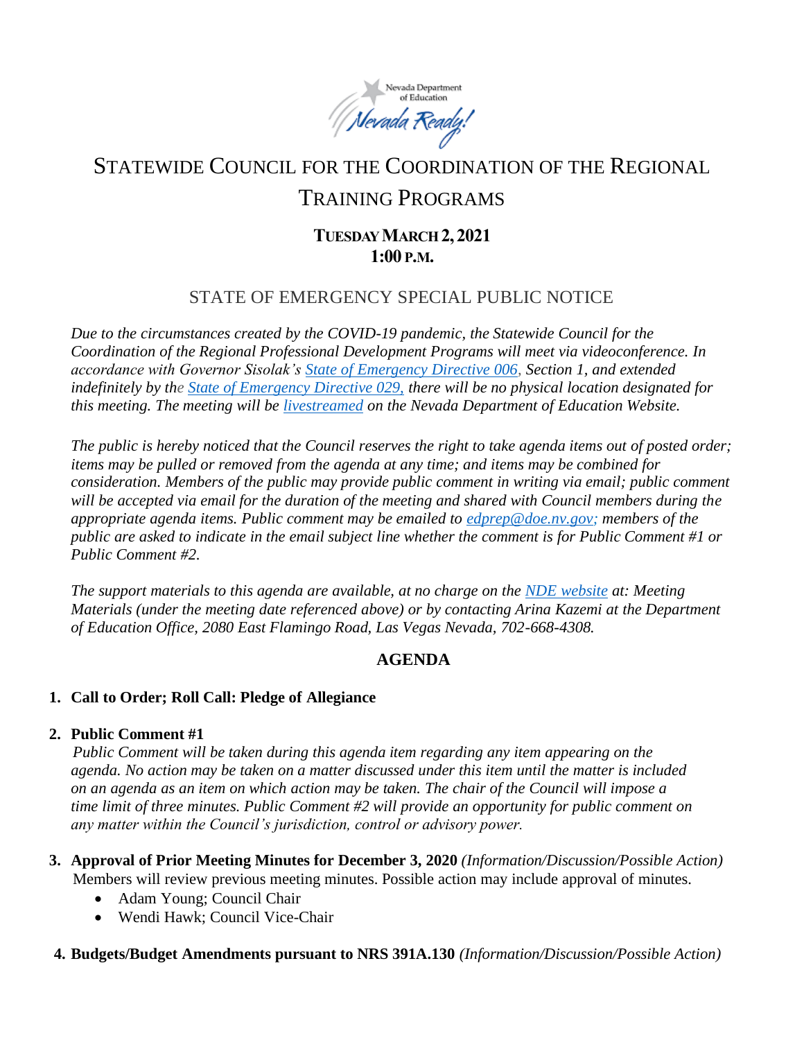# STATEWIDE COUNCIL FOR THE COORDINATION OF THE REGIONAL TRAINING PROGRAMS

**TUESDAY MARCH 2, 2021**
**1:00 P.M.**

## STATE OF EMERGENCY SPECIAL PUBLIC NOTICE

*Due to the circumstances created by the COVID-19 pandemic, the Statewide Council for the Coordination of the Regional Professional Development Programs will meet via videoconference. In accordance with Governor Sisolak's State of Emergency Directive 006, Section 1, and extended indefinitely by the State of Emergency Directive 029, there will be no physical location designated for this meeting. The meeting will be livestreamed on the Nevada Department of Education Website.*

*The public is hereby noticed that the Council reserves the right to take agenda items out of posted order; items may be pulled or removed from the agenda at any time; and items may be combined for consideration. Members of the public may provide public comment in writing via email; public comment will be accepted via email for the duration of the meeting and shared with Council members during the appropriate agenda items. Public comment may be emailed to edprep@doe.nv.gov; members of the public are asked to indicate in the email subject line whether the comment is for Public Comment #1 or Public Comment #2.*

*The support materials to this agenda are available, at no charge on the NDE website at: Meeting Materials (under the meeting date referenced above) or by contacting Arina Kazemi at the Department of Education Office, 2080 East Flamingo Road, Las Vegas Nevada, 702-668-4308.*

## AGENDA

1. **Call to Order; Roll Call: Pledge of Allegiance**

2. **Public Comment #1**
   *Public Comment will be taken during this agenda item regarding any item appearing on the agenda. No action may be taken on a matter discussed under this item until the matter is included on an agenda as an item on which action may be taken. The chair of the Council will impose a time limit of three minutes. Public Comment #2 will provide an opportunity for public comment on any matter within the Council's jurisdiction, control or advisory power.*

3. **Approval of Prior Meeting Minutes for December 3, 2020** *(Information/Discussion/Possible Action)*
   Members will review previous meeting minutes. Possible action may include approval of minutes.
   - Adam Young; Council Chair
   - Wendi Hawk; Council Vice-Chair

4. **Budgets/Budget Amendments pursuant to NRS 391A.130** *(Information/Discussion/Possible Action)*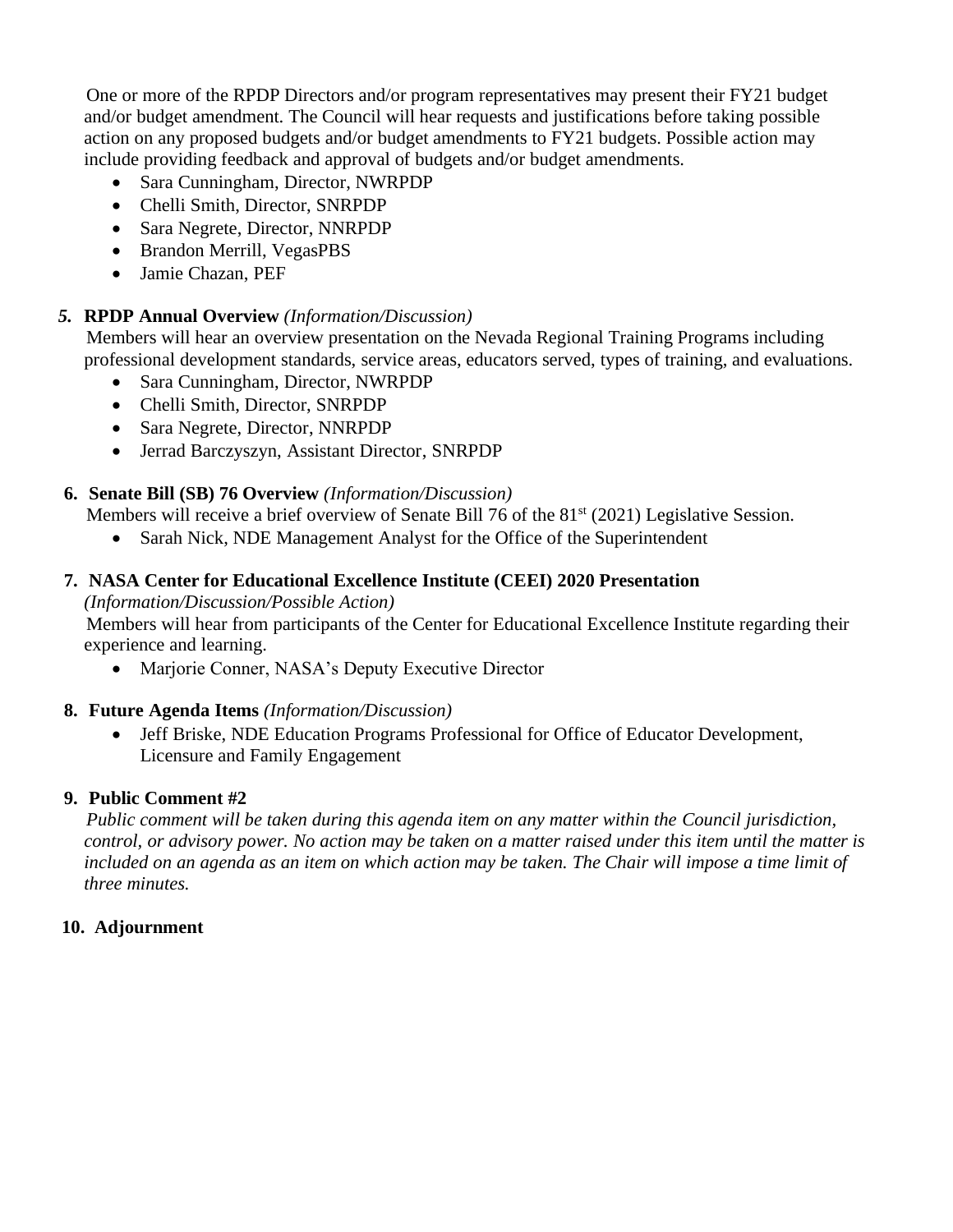One or more of the RPDP Directors and/or program representatives may present their FY21 budget and/or budget amendment. The Council will hear requests and justifications before taking possible action on any proposed budgets and/or budget amendments to FY21 budgets. Possible action may include providing feedback and approval of budgets and/or budget amendments.

- Sara Cunningham, Director, NWRPDP
- Chelli Smith, Director, SNRPDP
- Sara Negrete, Director, NNRPDP
- Brandon Merrill, VegasPBS
- Jamie Chazan, PEF

**5. RPDP Annual Overview** *(Information/Discussion)*

Members will hear an overview presentation on the Nevada Regional Training Programs including professional development standards, service areas, educators served, types of training, and evaluations.

- Sara Cunningham, Director, NWRPDP
- Chelli Smith, Director, SNRPDP
- Sara Negrete, Director, NNRPDP
- Jerrad Barczyszyn, Assistant Director, SNRPDP

**6. Senate Bill (SB) 76 Overview** *(Information/Discussion)*

Members will receive a brief overview of Senate Bill 76 of the 81st (2021) Legislative Session.

- Sarah Nick, NDE Management Analyst for the Office of the Superintendent

**7. NASA Center for Educational Excellence Institute (CEEI) 2020 Presentation** *(Information/Discussion/Possible Action)*

Members will hear from participants of the Center for Educational Excellence Institute regarding their experience and learning.

- Marjorie Conner, NASA's Deputy Executive Director

**8. Future Agenda Items** *(Information/Discussion)*

- Jeff Briske, NDE Education Programs Professional for Office of Educator Development, Licensure and Family Engagement

**9. Public Comment #2**

*Public comment will be taken during this agenda item on any matter within the Council jurisdiction, control, or advisory power. No action may be taken on a matter raised under this item until the matter is included on an agenda as an item on which action may be taken. The Chair will impose a time limit of three minutes.*

**10. Adjournment**